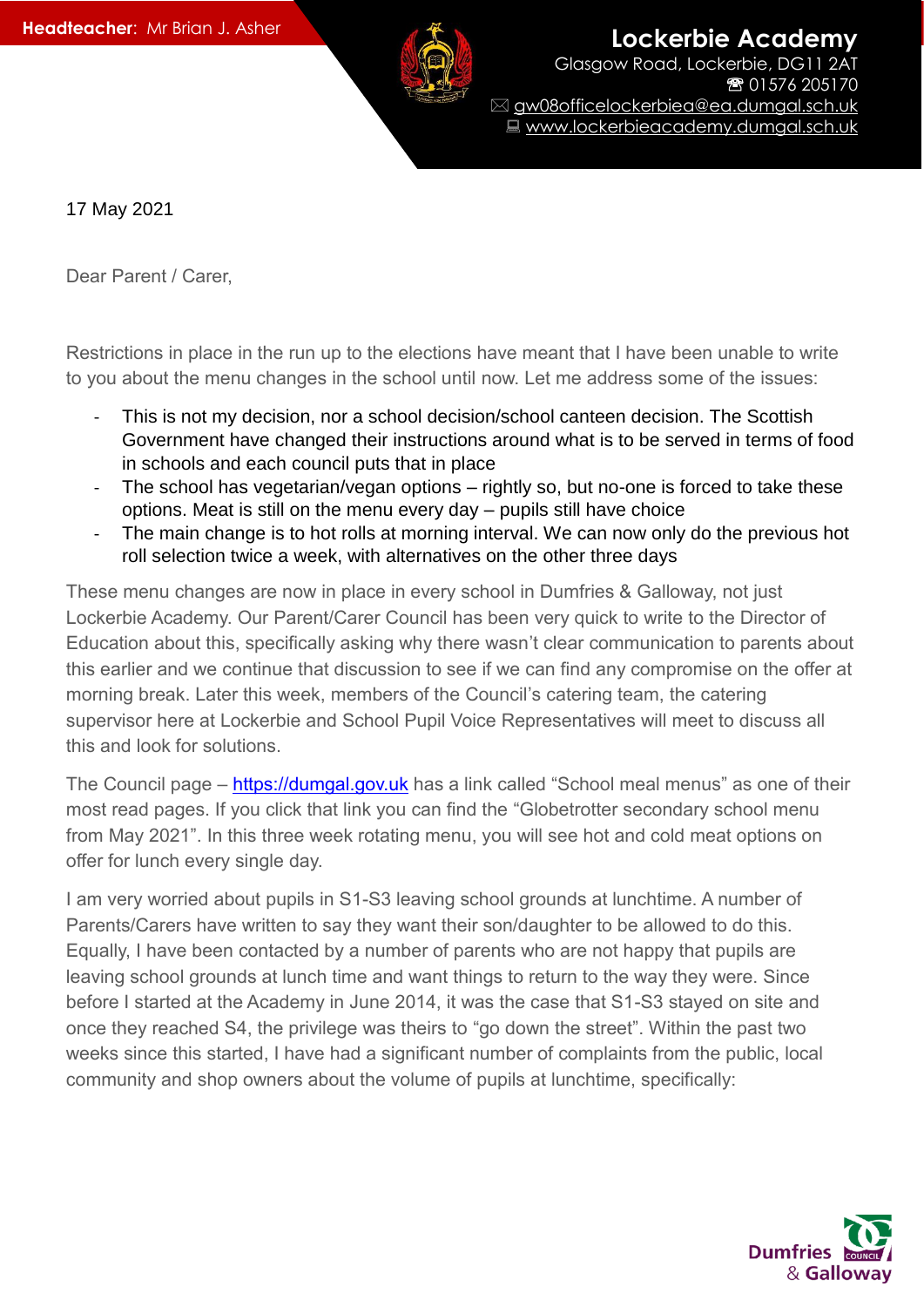**Headteacher:** Mr Brian J. Asher

# Lockerbie Academy

Glasgow Road, Lockerbie, DG11 2AT
☎ 01576 205170
✉ gw08officelockerbiea@ea.dumgal.sch.uk
💻 www.lockerbieacademy.dumgal.sch.uk

17 May 2021

Dear Parent / Carer,

Restrictions in place in the run up to the elections have meant that I have been unable to write to you about the menu changes in the school until now. Let me address some of the issues:

- This is not my decision, nor a school decision/school canteen decision. The Scottish Government have changed their instructions around what is to be served in terms of food in schools and each council puts that in place
- The school has vegetarian/vegan options – rightly so, but no-one is forced to take these options. Meat is still on the menu every day – pupils still have choice
- The main change is to hot rolls at morning interval. We can now only do the previous hot roll selection twice a week, with alternatives on the other three days

These menu changes are now in place in every school in Dumfries & Galloway, not just Lockerbie Academy. Our Parent/Carer Council has been very quick to write to the Director of Education about this, specifically asking why there wasn't clear communication to parents about this earlier and we continue that discussion to see if we can find any compromise on the offer at morning break. Later this week, members of the Council's catering team, the catering supervisor here at Lockerbie and School Pupil Voice Representatives will meet to discuss all this and look for solutions.

The Council page – https://dumgal.gov.uk has a link called "School meal menus" as one of their most read pages. If you click that link you can find the "Globetrotter secondary school menu from May 2021". In this three week rotating menu, you will see hot and cold meat options on offer for lunch every single day.

I am very worried about pupils in S1-S3 leaving school grounds at lunchtime. A number of Parents/Carers have written to say they want their son/daughter to be allowed to do this. Equally, I have been contacted by a number of parents who are not happy that pupils are leaving school grounds at lunch time and want things to return to the way they were. Since before I started at the Academy in June 2014, it was the case that S1-S3 stayed on site and once they reached S4, the privilege was theirs to "go down the street". Within the past two weeks since this started, I have had a significant number of complaints from the public, local community and shop owners about the volume of pupils at lunchtime, specifically:

Dumfries & Galloway Council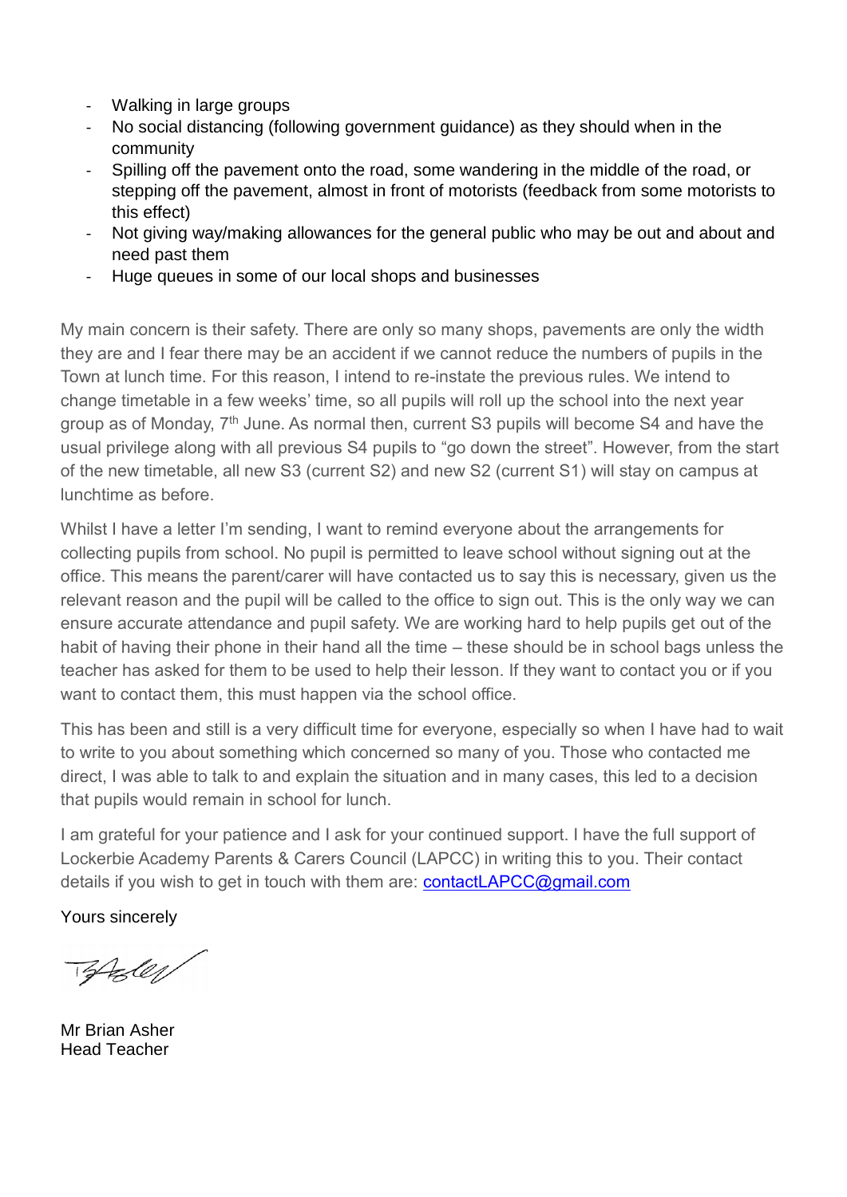- Walking in large groups
- No social distancing (following government guidance) as they should when in the community
- Spilling off the pavement onto the road, some wandering in the middle of the road, or stepping off the pavement, almost in front of motorists (feedback from some motorists to this effect)
- Not giving way/making allowances for the general public who may be out and about and need past them
- Huge queues in some of our local shops and businesses

My main concern is their safety. There are only so many shops, pavements are only the width they are and I fear there may be an accident if we cannot reduce the numbers of pupils in the Town at lunch time. For this reason, I intend to re-instate the previous rules. We intend to change timetable in a few weeks' time, so all pupils will roll up the school into the next year group as of Monday, 7th June. As normal then, current S3 pupils will become S4 and have the usual privilege along with all previous S4 pupils to "go down the street". However, from the start of the new timetable, all new S3 (current S2) and new S2 (current S1) will stay on campus at lunchtime as before.

Whilst I have a letter I'm sending, I want to remind everyone about the arrangements for collecting pupils from school. No pupil is permitted to leave school without signing out at the office. This means the parent/carer will have contacted us to say this is necessary, given us the relevant reason and the pupil will be called to the office to sign out. This is the only way we can ensure accurate attendance and pupil safety. We are working hard to help pupils get out of the habit of having their phone in their hand all the time – these should be in school bags unless the teacher has asked for them to be used to help their lesson. If they want to contact you or if you want to contact them, this must happen via the school office.

This has been and still is a very difficult time for everyone, especially so when I have had to wait to write to you about something which concerned so many of you. Those who contacted me direct, I was able to talk to and explain the situation and in many cases, this led to a decision that pupils would remain in school for lunch.

I am grateful for your patience and I ask for your continued support. I have the full support of Lockerbie Academy Parents & Carers Council (LAPCC) in writing this to you. Their contact details if you wish to get in touch with them are: contactLAPCC@gmail.com

Yours sincerely

Mr Brian Asher
Head Teacher